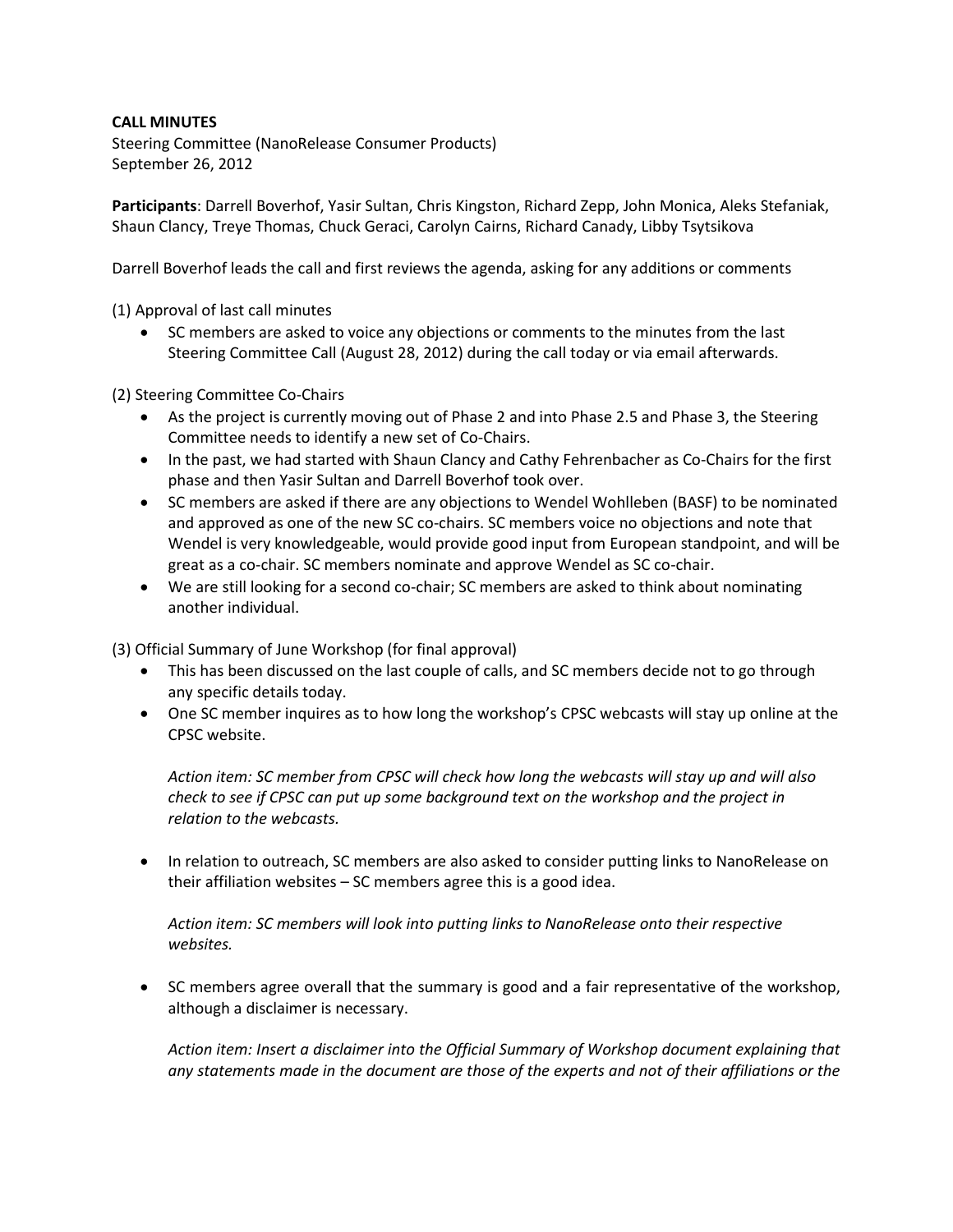**CALL MINUTES**

Steering Committee (NanoRelease Consumer Products)
September 26, 2012

**Participants**: Darrell Boverhof, Yasir Sultan, Chris Kingston, Richard Zepp, John Monica, Aleks Stefaniak, Shaun Clancy, Treye Thomas, Chuck Geraci, Carolyn Cairns, Richard Canady, Libby Tsytsikova

Darrell Boverhof leads the call and first reviews the agenda, asking for any additions or comments

(1) Approval of last call minutes

- SC members are asked to voice any objections or comments to the minutes from the last Steering Committee Call (August 28, 2012) during the call today or via email afterwards.

(2) Steering Committee Co-Chairs

- As the project is currently moving out of Phase 2 and into Phase 2.5 and Phase 3, the Steering Committee needs to identify a new set of Co-Chairs.
- In the past, we had started with Shaun Clancy and Cathy Fehrenbacher as Co-Chairs for the first phase and then Yasir Sultan and Darrell Boverhof took over.
- SC members are asked if there are any objections to Wendel Wohlleben (BASF) to be nominated and approved as one of the new SC co-chairs. SC members voice no objections and note that Wendel is very knowledgeable, would provide good input from European standpoint, and will be great as a co-chair. SC members nominate and approve Wendel as SC co-chair.
- We are still looking for a second co-chair; SC members are asked to think about nominating another individual.

(3) Official Summary of June Workshop (for final approval)

- This has been discussed on the last couple of calls, and SC members decide not to go through any specific details today.
- One SC member inquires as to how long the workshop's CPSC webcasts will stay up online at the CPSC website.

  *Action item: SC member from CPSC will check how long the webcasts will stay up and will also check to see if CPSC can put up some background text on the workshop and the project in relation to the webcasts.*

- In relation to outreach, SC members are also asked to consider putting links to NanoRelease on their affiliation websites – SC members agree this is a good idea.

  *Action item: SC members will look into putting links to NanoRelease onto their respective websites.*

- SC members agree overall that the summary is good and a fair representative of the workshop, although a disclaimer is necessary.

  *Action item: Insert a disclaimer into the Official Summary of Workshop document explaining that any statements made in the document are those of the experts and not of their affiliations or the*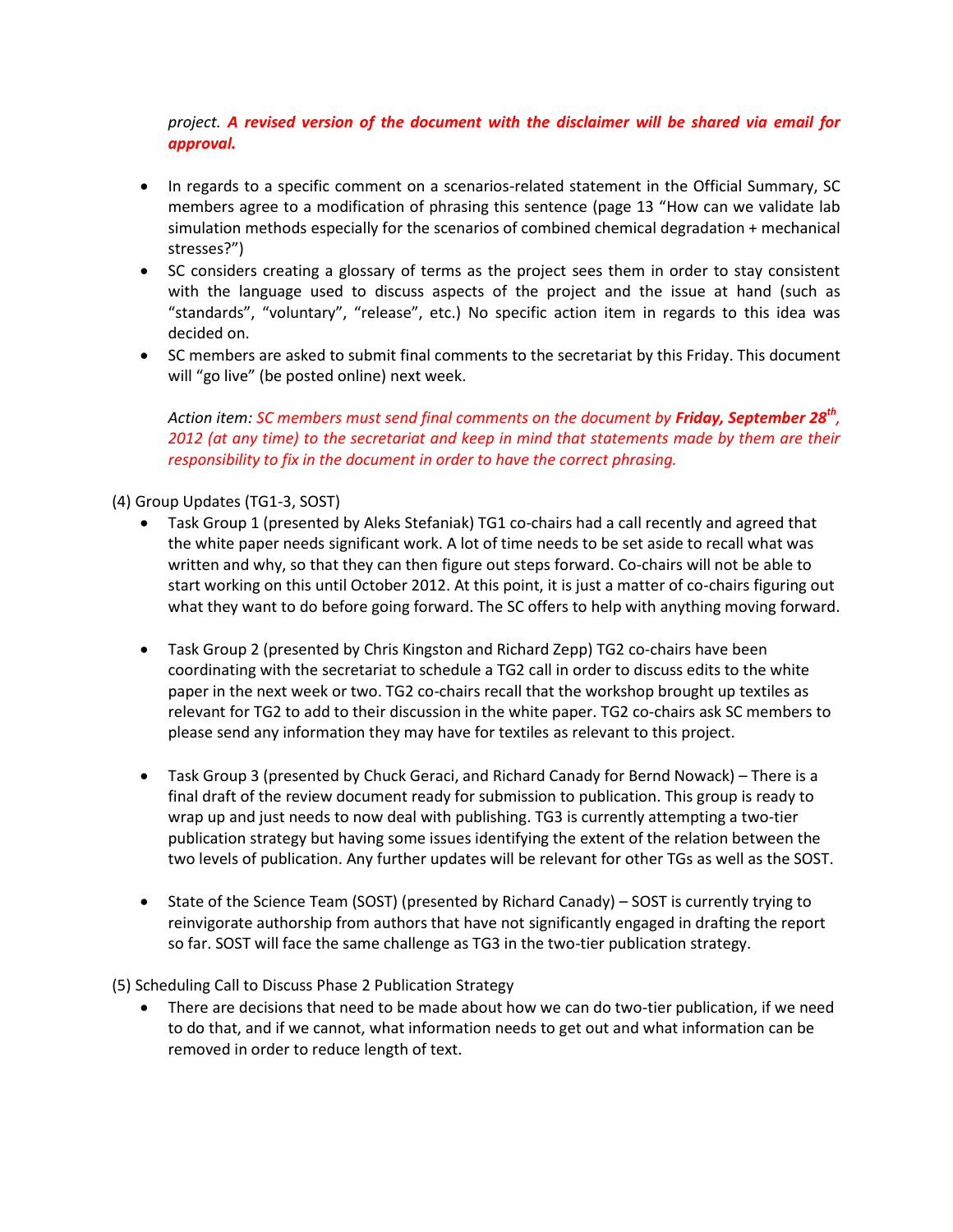*project.* ***A revised version of the document with the disclaimer will be shared via email for approval.***

- In regards to a specific comment on a scenarios-related statement in the Official Summary, SC members agree to a modification of phrasing this sentence (page 13 "How can we validate lab simulation methods especially for the scenarios of combined chemical degradation + mechanical stresses?")
- SC considers creating a glossary of terms as the project sees them in order to stay consistent with the language used to discuss aspects of the project and the issue at hand (such as "standards", "voluntary", "release", etc.) No specific action item in regards to this idea was decided on.
- SC members are asked to submit final comments to the secretariat by this Friday. This document will "go live" (be posted online) next week.

  *Action item: SC members must send final comments on the document by* ***Friday, September 28th****, 2012 (at any time) to the secretariat and keep in mind that statements made by them are their responsibility to fix in the document in order to have the correct phrasing.*

(4) Group Updates (TG1-3, SOST)

- Task Group 1 (presented by Aleks Stefaniak) TG1 co-chairs had a call recently and agreed that the white paper needs significant work. A lot of time needs to be set aside to recall what was written and why, so that they can then figure out steps forward. Co-chairs will not be able to start working on this until October 2012. At this point, it is just a matter of co-chairs figuring out what they want to do before going forward. The SC offers to help with anything moving forward.

- Task Group 2 (presented by Chris Kingston and Richard Zepp) TG2 co-chairs have been coordinating with the secretariat to schedule a TG2 call in order to discuss edits to the white paper in the next week or two. TG2 co-chairs recall that the workshop brought up textiles as relevant for TG2 to add to their discussion in the white paper. TG2 co-chairs ask SC members to please send any information they may have for textiles as relevant to this project.

- Task Group 3 (presented by Chuck Geraci, and Richard Canady for Bernd Nowack) – There is a final draft of the review document ready for submission to publication. This group is ready to wrap up and just needs to now deal with publishing. TG3 is currently attempting a two-tier publication strategy but having some issues identifying the extent of the relation between the two levels of publication. Any further updates will be relevant for other TGs as well as the SOST.

- State of the Science Team (SOST) (presented by Richard Canady) – SOST is currently trying to reinvigorate authorship from authors that have not significantly engaged in drafting the report so far. SOST will face the same challenge as TG3 in the two-tier publication strategy.

(5) Scheduling Call to Discuss Phase 2 Publication Strategy

- There are decisions that need to be made about how we can do two-tier publication, if we need to do that, and if we cannot, what information needs to get out and what information can be removed in order to reduce length of text.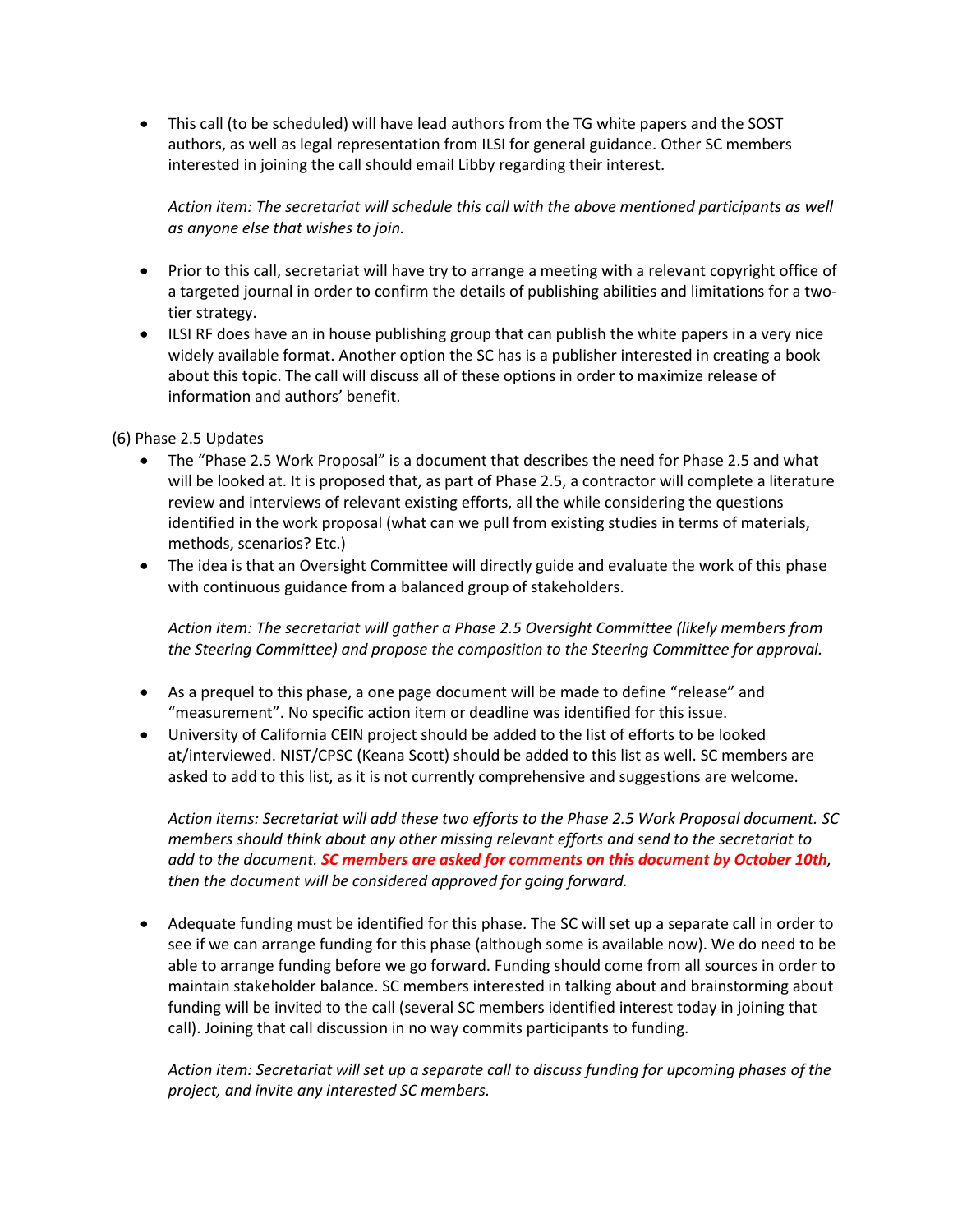- This call (to be scheduled) will have lead authors from the TG white papers and the SOST authors, as well as legal representation from ILSI for general guidance. Other SC members interested in joining the call should email Libby regarding their interest.

  *Action item: The secretariat will schedule this call with the above mentioned participants as well as anyone else that wishes to join.*

- Prior to this call, secretariat will have try to arrange a meeting with a relevant copyright office of a targeted journal in order to confirm the details of publishing abilities and limitations for a two-tier strategy.
- ILSI RF does have an in house publishing group that can publish the white papers in a very nice widely available format. Another option the SC has is a publisher interested in creating a book about this topic. The call will discuss all of these options in order to maximize release of information and authors' benefit.

(6) Phase 2.5 Updates

- The "Phase 2.5 Work Proposal" is a document that describes the need for Phase 2.5 and what will be looked at. It is proposed that, as part of Phase 2.5, a contractor will complete a literature review and interviews of relevant existing efforts, all the while considering the questions identified in the work proposal (what can we pull from existing studies in terms of materials, methods, scenarios? Etc.)
- The idea is that an Oversight Committee will directly guide and evaluate the work of this phase with continuous guidance from a balanced group of stakeholders.

  *Action item: The secretariat will gather a Phase 2.5 Oversight Committee (likely members from the Steering Committee) and propose the composition to the Steering Committee for approval.*

- As a prequel to this phase, a one page document will be made to define "release" and "measurement". No specific action item or deadline was identified for this issue.
- University of California CEIN project should be added to the list of efforts to be looked at/interviewed. NIST/CPSC (Keana Scott) should be added to this list as well. SC members are asked to add to this list, as it is not currently comprehensive and suggestions are welcome.

  *Action items: Secretariat will add these two efforts to the Phase 2.5 Work Proposal document. SC members should think about any other missing relevant efforts and send to the secretariat to add to the document. **SC members are asked for comments on this document by October 10th**, then the document will be considered approved for going forward.*

- Adequate funding must be identified for this phase. The SC will set up a separate call in order to see if we can arrange funding for this phase (although some is available now). We do need to be able to arrange funding before we go forward. Funding should come from all sources in order to maintain stakeholder balance. SC members interested in talking about and brainstorming about funding will be invited to the call (several SC members identified interest today in joining that call). Joining that call discussion in no way commits participants to funding.

  *Action item: Secretariat will set up a separate call to discuss funding for upcoming phases of the project, and invite any interested SC members.*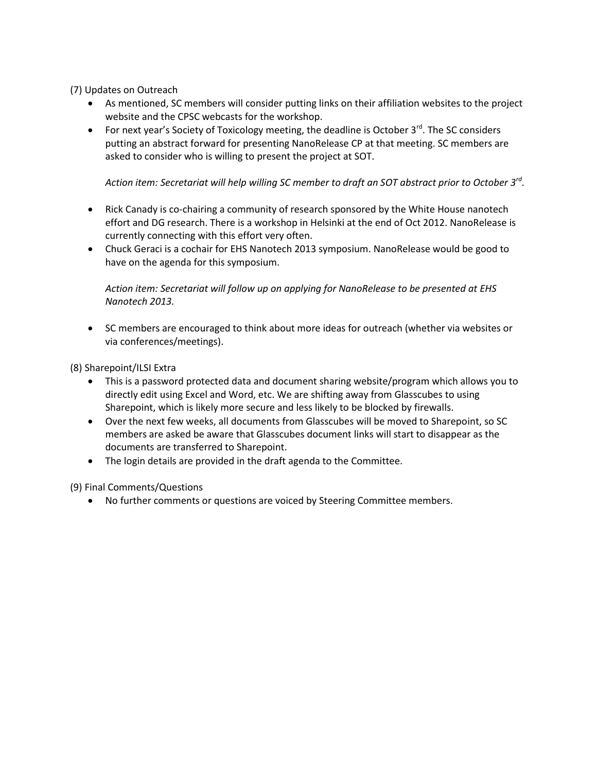(7) Updates on Outreach

- As mentioned, SC members will consider putting links on their affiliation websites to the project website and the CPSC webcasts for the workshop.
- For next year's Society of Toxicology meeting, the deadline is October 3rd. The SC considers putting an abstract forward for presenting NanoRelease CP at that meeting. SC members are asked to consider who is willing to present the project at SOT.

  *Action item: Secretariat will help willing SC member to draft an SOT abstract prior to October 3rd.*

- Rick Canady is co-chairing a community of research sponsored by the White House nanotech effort and DG research. There is a workshop in Helsinki at the end of Oct 2012. NanoRelease is currently connecting with this effort very often.
- Chuck Geraci is a cochair for EHS Nanotech 2013 symposium. NanoRelease would be good to have on the agenda for this symposium.

  *Action item: Secretariat will follow up on applying for NanoRelease to be presented at EHS Nanotech 2013.*

- SC members are encouraged to think about more ideas for outreach (whether via websites or via conferences/meetings).

(8) Sharepoint/ILSI Extra

- This is a password protected data and document sharing website/program which allows you to directly edit using Excel and Word, etc. We are shifting away from Glasscubes to using Sharepoint, which is likely more secure and less likely to be blocked by firewalls.
- Over the next few weeks, all documents from Glasscubes will be moved to Sharepoint, so SC members are asked be aware that Glasscubes document links will start to disappear as the documents are transferred to Sharepoint.
- The login details are provided in the draft agenda to the Committee.

(9) Final Comments/Questions

- No further comments or questions are voiced by Steering Committee members.